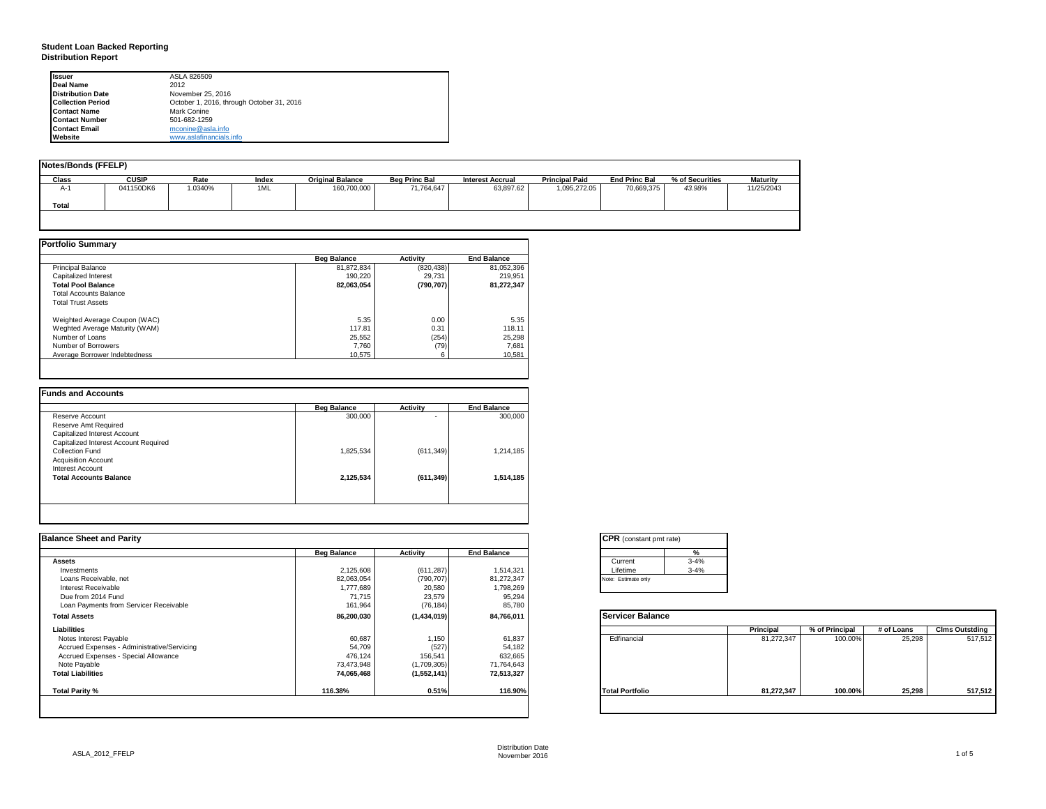# Student Loan Backed Reporting
## Distribution Report

| | |
|---|---|
| **Issuer** | ASLA 826509 |
| **Deal Name** | 2012 |
| **Distribution Date** | November 25, 2016 |
| **Collection Period** | October 1, 2016, through October 31, 2016 |
| **Contact Name** | Mark Conine |
| **Contact Number** | 501-682-1259 |
| **Contact Email** | mconine@asla.info |
| **Website** | www.aslafinancials.info |

### Notes/Bonds (FFELP)

| Class | CUSIP | Rate | Index | Original Balance | Beg Princ Bal | Interest Accrual | Principal Paid | End Princ Bal | % of Securities | Maturity |
|---|---|---|---|---|---|---|---|---|---|---|
| A-1 | 041150DK6 | 1.0340% | 1ML | 160,700,000 | 71,764,647 | 63,897.62 | 1,095,272.05 | 70,669,375 | *43.98%* | 11/25/2043 |
| **Total** | | | | | | | | | | |

### Portfolio Summary

| | Beg Balance | Activity | End Balance |
|---|---|---|---|
| Principal Balance | 81,872,834 | (820,438) | 81,052,396 |
| Capitalized Interest | 190,220 | 29,731 | 219,951 |
| **Total Pool Balance** | **82,063,054** | **(790,707)** | **81,272,347** |
| Total Accounts Balance | | | |
| Total Trust Assets | | | |
| Weighted Average Coupon (WAC) | 5.35 | 0.00 | 5.35 |
| Weghted Average Maturity (WAM) | 117.81 | 0.31 | 118.11 |
| Number of Loans | 25,552 | (254) | 25,298 |
| Number of Borrowers | 7,760 | (79) | 7,681 |
| Average Borrower Indebtedness | 10,575 | 6 | 10,581 |

### Funds and Accounts

| | Beg Balance | Activity | End Balance |
|---|---|---|---|
| Reserve Account | 300,000 | - | 300,000 |
| Reserve Amt Required | | | |
| Capitalized Interest Account | | | |
| Capitalized Interest Account Required | | | |
| Collection Fund | 1,825,534 | (611,349) | 1,214,185 |
| Acquisition Account | | | |
| Interest Account | | | |
| **Total Accounts Balance** | **2,125,534** | **(611,349)** | **1,514,185** |

### Balance Sheet and Parity

| | Beg Balance | Activity | End Balance |
|---|---|---|---|
| **Assets** | | | |
| Investments | 2,125,608 | (611,287) | 1,514,321 |
| Loans Receivable, net | 82,063,054 | (790,707) | 81,272,347 |
| Interest Receivable | 1,777,689 | 20,580 | 1,798,269 |
| Due from 2014 Fund | 71,715 | 23,579 | 95,294 |
| Loan Payments from Servicer Receivable | 161,964 | (76,184) | 85,780 |
| **Total Assets** | **86,200,030** | **(1,434,019)** | **84,766,011** |
| **Liabilities** | | | |
| Notes Interest Payable | 60,687 | 1,150 | 61,837 |
| Accrued Expenses - Administrative/Servicing | 54,709 | (527) | 54,182 |
| Accrued Expenses - Special Allowance | 476,124 | 156,541 | 632,665 |
| Note Payable | 73,473,948 | (1,709,305) | 71,764,643 |
| **Total Liabilities** | **74,065,468** | **(1,552,141)** | **72,513,327** |
| **Total Parity %** | **116.38%** | **0.51%** | **116.90%** |

### CPR (constant pmt rate)

| | % |
|---|---|
| Current | 3-4% |
| Lifetime | 3-4% |

Note: Estimate only

### Servicer Balance

| | Principal | % of Principal | # of Loans | Clms Outstding |
|---|---|---|---|---|
| Edfinancial | 81,272,347 | 100.00% | 25,298 | 517,512 |
| **Total Portfolio** | **81,272,347** | **100.00%** | **25,298** | **517,512** |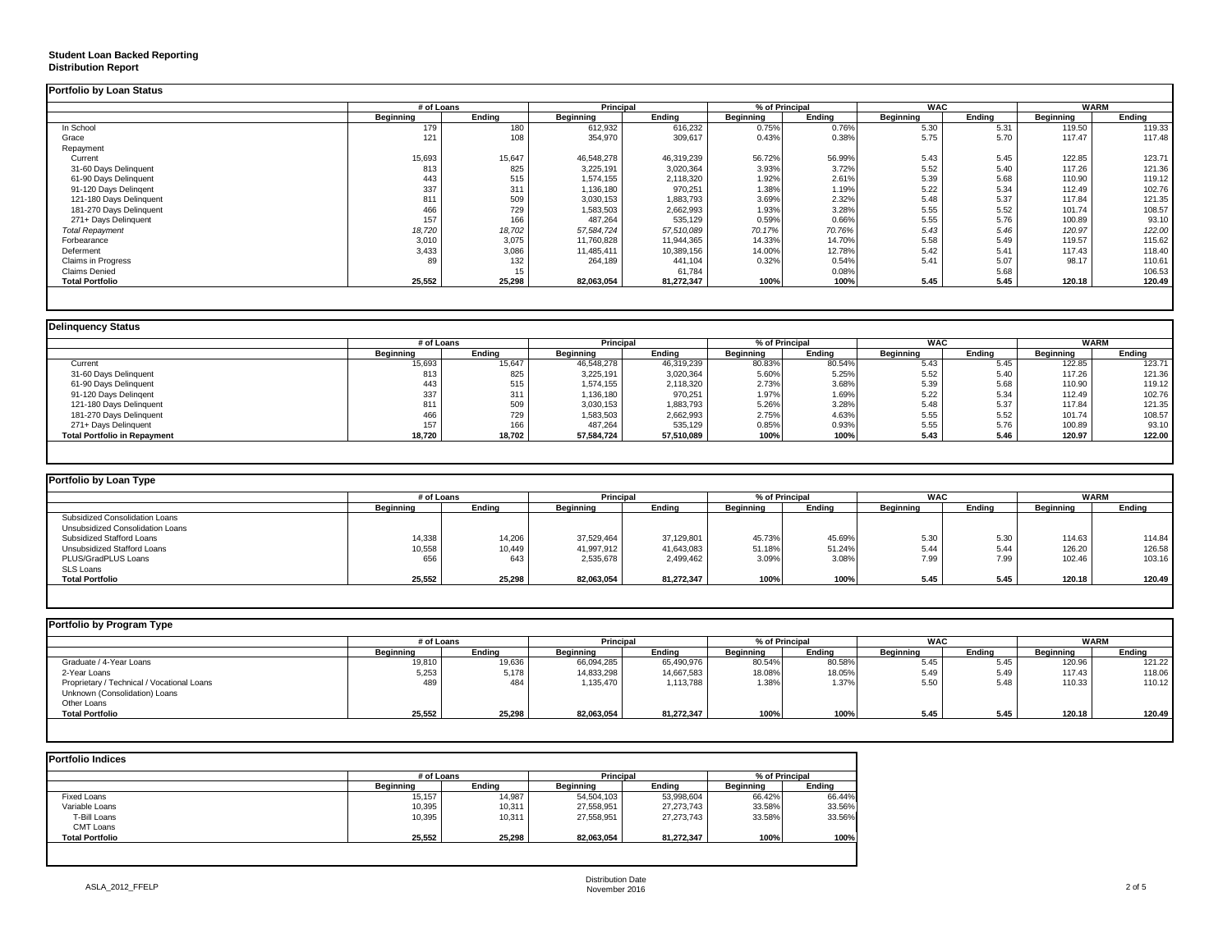**Student Loan Backed Reporting**
**Distribution Report**

## Portfolio by Loan Status

| | # of Loans | | Principal | | % of Principal | | WAC | | WARM | |
|---|---|---|---|---|---|---|---|---|---|---|
| | Beginning | Ending | Beginning | Ending | Beginning | Ending | Beginning | Ending | Beginning | Ending |
| In School | 179 | 180 | 612,932 | 616,232 | 0.75% | 0.76% | 5.30 | 5.31 | 119.50 | 119.33 |
| Grace | 121 | 108 | 354,970 | 309,617 | 0.43% | 0.38% | 5.75 | 5.70 | 117.47 | 117.48 |
| Repayment | | | | | | | | | | |
| Current | 15,693 | 15,647 | 46,548,278 | 46,319,239 | 56.72% | 56.99% | 5.43 | 5.45 | 122.85 | 123.71 |
| 31-60 Days Delinquent | 813 | 825 | 3,225,191 | 3,020,364 | 3.93% | 3.72% | 5.52 | 5.40 | 117.26 | 121.36 |
| 61-90 Days Delinquent | 443 | 515 | 1,574,155 | 2,118,320 | 1.92% | 2.61% | 5.39 | 5.68 | 110.90 | 119.12 |
| 91-120 Days Delinqent | 337 | 311 | 1,136,180 | 970,251 | 1.38% | 1.19% | 5.22 | 5.34 | 112.49 | 102.76 |
| 121-180 Days Delinquent | 811 | 509 | 3,030,153 | 1,883,793 | 3.69% | 2.32% | 5.48 | 5.37 | 117.84 | 121.35 |
| 181-270 Days Delinquent | 466 | 729 | 1,583,503 | 2,662,993 | 1.93% | 3.28% | 5.55 | 5.52 | 101.74 | 108.57 |
| 271+ Days Delinquent | 157 | 166 | 487,264 | 535,129 | 0.59% | 0.66% | 5.55 | 5.76 | 100.89 | 93.10 |
| *Total Repayment* | *18,720* | *18,702* | *57,584,724* | *57,510,089* | *70.17%* | *70.76%* | *5.43* | *5.46* | *120.97* | *122.00* |
| Forbearance | 3,010 | 3,075 | 11,760,828 | 11,944,365 | 14.33% | 14.70% | 5.58 | 5.49 | 119.57 | 115.62 |
| Deferment | 3,433 | 3,086 | 11,485,411 | 10,389,156 | 14.00% | 12.78% | 5.42 | 5.41 | 117.43 | 118.40 |
| Claims in Progress | 89 | 132 | 264,189 | 441,104 | 0.32% | 0.54% | 5.41 | 5.07 | 98.17 | 110.61 |
| Claims Denied | | 15 | | 61,784 | | 0.08% | | 5.68 | | 106.53 |
| **Total Portfolio** | **25,552** | **25,298** | **82,063,054** | **81,272,347** | **100%** | **100%** | **5.45** | **5.45** | **120.18** | **120.49** |

## Delinquency Status

| | # of Loans | | Principal | | % of Principal | | WAC | | WARM | |
|---|---|---|---|---|---|---|---|---|---|---|
| | Beginning | Ending | Beginning | Ending | Beginning | Ending | Beginning | Ending | Beginning | Ending |
| Current | 15,693 | 15,647 | 46,548,278 | 46,319,239 | 80.83% | 80.54% | 5.43 | 5.45 | 122.85 | 123.71 |
| 31-60 Days Delinquent | 813 | 825 | 3,225,191 | 3,020,364 | 5.60% | 5.25% | 5.52 | 5.40 | 117.26 | 121.36 |
| 61-90 Days Delinquent | 443 | 515 | 1,574,155 | 2,118,320 | 2.73% | 3.68% | 5.39 | 5.68 | 110.90 | 119.12 |
| 91-120 Days Delinqent | 337 | 311 | 1,136,180 | 970,251 | 1.97% | 1.69% | 5.22 | 5.34 | 112.49 | 102.76 |
| 121-180 Days Delinquent | 811 | 509 | 3,030,153 | 1,883,793 | 5.26% | 3.28% | 5.48 | 5.37 | 117.84 | 121.35 |
| 181-270 Days Delinquent | 466 | 729 | 1,583,503 | 2,662,993 | 2.75% | 4.63% | 5.55 | 5.52 | 101.74 | 108.57 |
| 271+ Days Delinquent | 157 | 166 | 487,264 | 535,129 | 0.85% | 0.93% | 5.55 | 5.76 | 100.89 | 93.10 |
| **Total Portfolio in Repayment** | **18,720** | **18,702** | **57,584,724** | **57,510,089** | **100%** | **100%** | **5.43** | **5.46** | **120.97** | **122.00** |

## Portfolio by Loan Type

| | # of Loans | | Principal | | % of Principal | | WAC | | WARM | |
|---|---|---|---|---|---|---|---|---|---|---|
| | Beginning | Ending | Beginning | Ending | Beginning | Ending | Beginning | Ending | Beginning | Ending |
| Subsidized Consolidation Loans | | | | | | | | | | |
| Unsubsidized Consolidation Loans | | | | | | | | | | |
| Subsidized Stafford Loans | 14,338 | 14,206 | 37,529,464 | 37,129,801 | 45.73% | 45.69% | 5.30 | 5.30 | 114.63 | 114.84 |
| Unsubsidized Stafford Loans | 10,558 | 10,449 | 41,997,912 | 41,643,083 | 51.18% | 51.24% | 5.44 | 5.44 | 126.20 | 126.58 |
| PLUS/GradPLUS Loans | 656 | 643 | 2,535,678 | 2,499,462 | 3.09% | 3.08% | 7.99 | 7.99 | 102.46 | 103.16 |
| SLS Loans | | | | | | | | | | |
| **Total Portfolio** | **25,552** | **25,298** | **82,063,054** | **81,272,347** | **100%** | **100%** | **5.45** | **5.45** | **120.18** | **120.49** |

## Portfolio by Program Type

| | # of Loans | | Principal | | % of Principal | | WAC | | WARM | |
|---|---|---|---|---|---|---|---|---|---|---|
| | Beginning | Ending | Beginning | Ending | Beginning | Ending | Beginning | Ending | Beginning | Ending |
| Graduate / 4-Year Loans | 19,810 | 19,636 | 66,094,285 | 65,490,976 | 80.54% | 80.58% | 5.45 | 5.45 | 120.96 | 121.22 |
| 2-Year Loans | 5,253 | 5,178 | 14,833,298 | 14,667,583 | 18.08% | 18.05% | 5.49 | 5.49 | 117.43 | 118.06 |
| Proprietary / Technical / Vocational Loans | 489 | 484 | 1,135,470 | 1,113,788 | 1.38% | 1.37% | 5.50 | 5.48 | 110.33 | 110.12 |
| Unknown (Consolidation) Loans | | | | | | | | | | |
| Other Loans | | | | | | | | | | |
| **Total Portfolio** | **25,552** | **25,298** | **82,063,054** | **81,272,347** | **100%** | **100%** | **5.45** | **5.45** | **120.18** | **120.49** |

## Portfolio Indices

| | # of Loans | | Principal | | % of Principal | |
|---|---|---|---|---|---|---|
| | Beginning | Ending | Beginning | Ending | Beginning | Ending |
| Fixed Loans | 15,157 | 14,987 | 54,504,103 | 53,998,604 | 66.42% | 66.44% |
| Variable Loans | 10,395 | 10,311 | 27,558,951 | 27,273,743 | 33.58% | 33.56% |
| T-Bill Loans | 10,395 | 10,311 | 27,558,951 | 27,273,743 | 33.58% | 33.56% |
| CMT Loans | | | | | | |
| **Total Portfolio** | **25,552** | **25,298** | **82,063,054** | **81,272,347** | **100%** | **100%** |

ASLA_2012_FFELP

Distribution Date
November 2016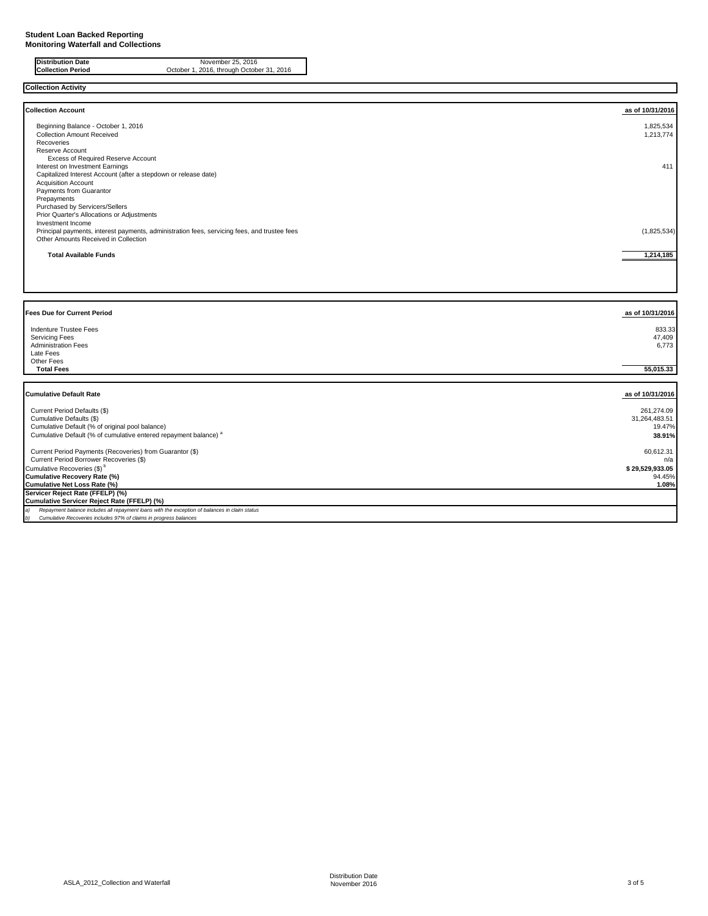**Student Loan Backed Reporting**
**Monitoring Waterfall and Collections**

| | |
|---|---|
| **Distribution Date** | November 25, 2016 |
| **Collection Period** | October 1, 2016, through October 31, 2016 |

## Collection Activity

| **Collection Account** | **as of 10/31/2016** |
|---|---|
| Beginning Balance - October 1, 2016 | 1,825,534 |
| Collection Amount Received | 1,213,774 |
| Recoveries | |
| Reserve Account | |
| Excess of Required Reserve Account | |
| Interest on Investment Earnings | 411 |
| Capitalized Interest Account (after a stepdown or release date) | |
| Acquisition Account | |
| Payments from Guarantor | |
| Prepayments | |
| Purchased by Servicers/Sellers | |
| Prior Quarter's Allocations or Adjustments | |
| Investment Income | |
| Principal payments, interest payments, administration fees, servicing fees, and trustee fees | (1,825,534) |
| Other Amounts Received in Collection | |
| **Total Available Funds** | **1,214,185** |

| **Fees Due for Current Period** | **as of 10/31/2016** |
|---|---|
| Indenture Trustee Fees | 833.33 |
| Servicing Fees | 47,409 |
| Administration Fees | 6,773 |
| Late Fees | |
| Other Fees | |
| **Total Fees** | **55,015.33** |

| **Cumulative Default Rate** | **as of 10/31/2016** |
|---|---|
| Current Period Defaults ($) | 261,274.09 |
| Cumulative Defaults ($) | 31,264,483.51 |
| Cumulative Default (% of original pool balance) | 19.47% |
| Cumulative Default (% of cumulative entered repayment balance) [a] | **38.91%** |
| Current Period Payments (Recoveries) from Guarantor ($) | 60,612.31 |
| Current Period Borrower Recoveries ($) | n/a |
| Cumulative Recoveries ($) [b] | **$ 29,529,933.05** |
| **Cumulative Recovery Rate (%)** | 94.45% |
| **Cumulative Net Loss Rate (%)** | **1.08%** |
| **Servicer Reject Rate (FFELP) (%)** | |
| **Cumulative Servicer Reject Rate (FFELP) (%)** | |

*a) Repayment balance includes all repayment loans with the exception of balances in claim status*
*b) Cumulative Recoveries includes 97% of claims in progress balances*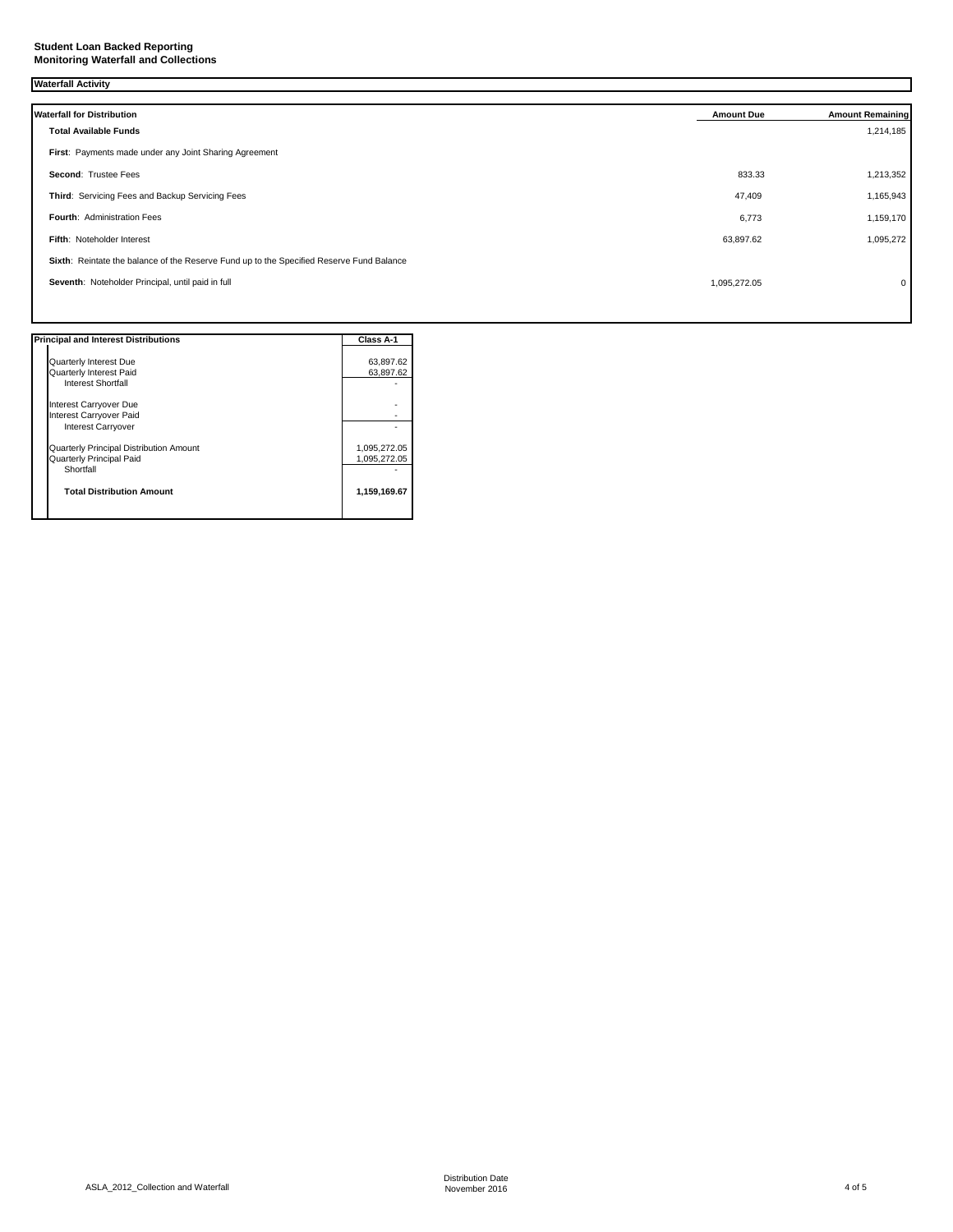**Student Loan Backed Reporting**
**Monitoring Waterfall and Collections**

**Waterfall Activity**

| **Waterfall for Distribution** | **Amount Due** | **Amount Remaining** |
|---|---|---|
| **Total Available Funds** | | 1,214,185 |
| **First**: Payments made under any Joint Sharing Agreement | | |
| **Second**: Trustee Fees | 833.33 | 1,213,352 |
| **Third**: Servicing Fees and Backup Servicing Fees | 47,409 | 1,165,943 |
| **Fourth**: Administration Fees | 6,773 | 1,159,170 |
| **Fifth**: Noteholder Interest | 63,897.62 | 1,095,272 |
| **Sixth**: Reintate the balance of the Reserve Fund up to the Specified Reserve Fund Balance | | |
| **Seventh**: Noteholder Principal, until paid in full | 1,095,272.05 | 0 |

| **Principal and Interest Distributions** | **Class A-1** |
|---|---|
| Quarterly Interest Due | 63,897.62 |
| Quarterly Interest Paid | 63,897.62 |
| Interest Shortfall | - |
| Interest Carryover Due | - |
| Interest Carryover Paid | - |
| Interest Carryover | - |
| Quarterly Principal Distribution Amount | 1,095,272.05 |
| Quarterly Principal Paid | 1,095,272.05 |
| Shortfall | - |
| **Total Distribution Amount** | **1,159,169.67** |

ASLA_2012_Collection and Waterfall

Distribution Date
November 2016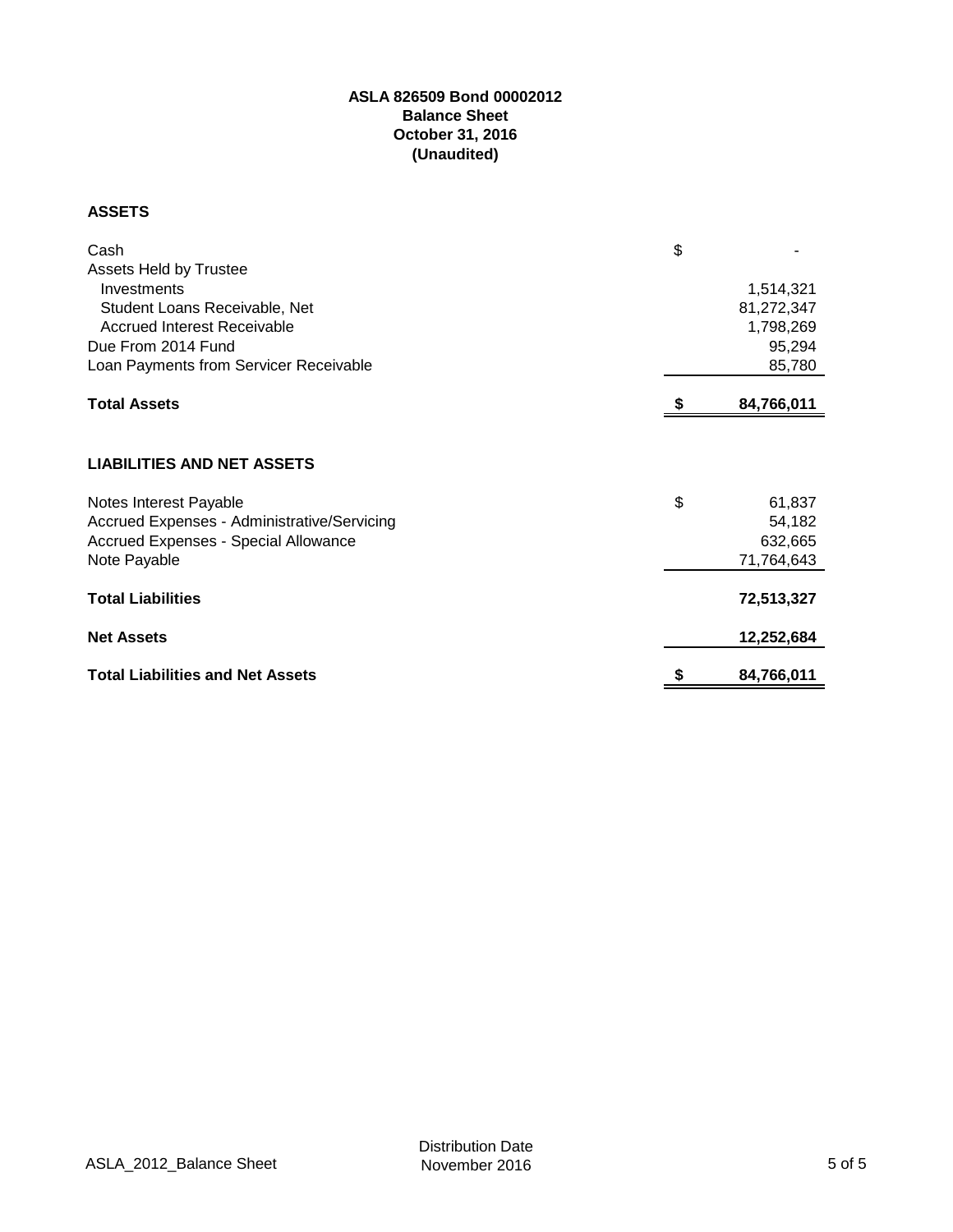**ASLA 826509 Bond 00002012**
**Balance Sheet**
**October 31, 2016**
**(Unaudited)**

**ASSETS**

| | | |
|---|---|---|
| Cash | $ | - |
| Assets Held by Trustee | | |
| Investments | | 1,514,321 |
| Student Loans Receivable, Net | | 81,272,347 |
| Accrued Interest Receivable | | 1,798,269 |
| Due From 2014 Fund | | 95,294 |
| Loan Payments from Servicer Receivable | | 85,780 |
| **Total Assets** | **$** | **84,766,011** |

**LIABILITIES AND NET ASSETS**

| | | |
|---|---|---|
| Notes Interest Payable | $ | 61,837 |
| Accrued Expenses - Administrative/Servicing | | 54,182 |
| Accrued Expenses - Special Allowance | | 632,665 |
| Note Payable | | 71,764,643 |
| **Total Liabilities** | | **72,513,327** |
| **Net Assets** | | **12,252,684** |
| **Total Liabilities and Net Assets** | **$** | **84,766,011** |

ASLA_2012_Balance Sheet

Distribution Date
November 2016